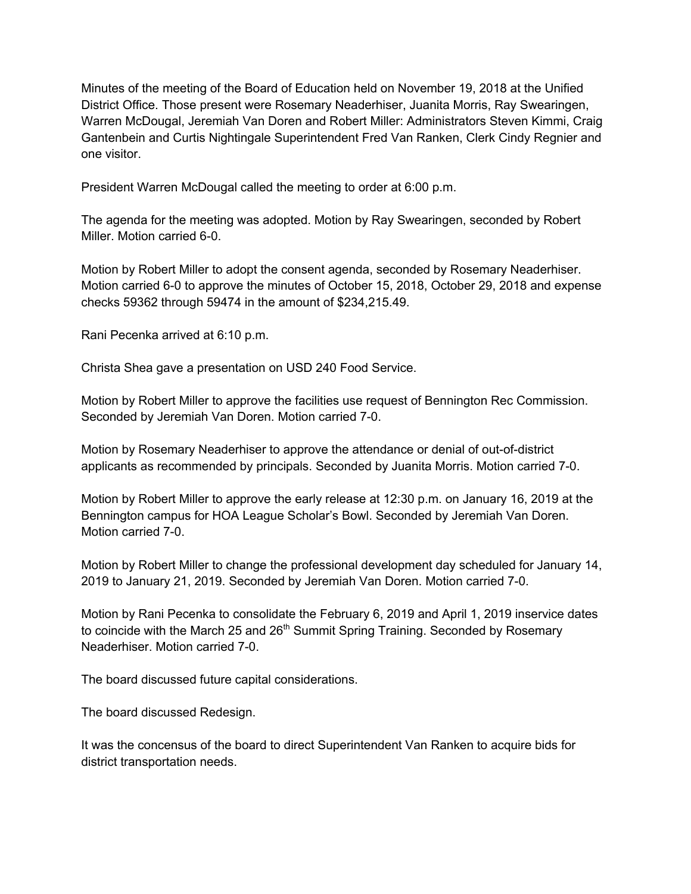Minutes of the meeting of the Board of Education held on November 19, 2018 at the Unified District Office. Those present were Rosemary Neaderhiser, Juanita Morris, Ray Swearingen, Warren McDougal, Jeremiah Van Doren and Robert Miller: Administrators Steven Kimmi, Craig Gantenbein and Curtis Nightingale Superintendent Fred Van Ranken, Clerk Cindy Regnier and one visitor.

President Warren McDougal called the meeting to order at 6:00 p.m.

The agenda for the meeting was adopted. Motion by Ray Swearingen, seconded by Robert Miller. Motion carried 6-0.

Motion by Robert Miller to adopt the consent agenda, seconded by Rosemary Neaderhiser. Motion carried 6-0 to approve the minutes of October 15, 2018, October 29, 2018 and expense checks 59362 through 59474 in the amount of $234,215.49.

Rani Pecenka arrived at 6:10 p.m.

Christa Shea gave a presentation on USD 240 Food Service.

Motion by Robert Miller to approve the facilities use request of Bennington Rec Commission. Seconded by Jeremiah Van Doren. Motion carried 7-0.

Motion by Rosemary Neaderhiser to approve the attendance or denial of out-of-district applicants as recommended by principals. Seconded by Juanita Morris. Motion carried 7-0.

Motion by Robert Miller to approve the early release at 12:30 p.m. on January 16, 2019 at the Bennington campus for HOA League Scholar's Bowl. Seconded by Jeremiah Van Doren. Motion carried 7-0.

Motion by Robert Miller to change the professional development day scheduled for January 14, 2019 to January 21, 2019. Seconded by Jeremiah Van Doren. Motion carried 7-0.

Motion by Rani Pecenka to consolidate the February 6, 2019 and April 1, 2019 inservice dates to coincide with the March 25 and 26th Summit Spring Training. Seconded by Rosemary Neaderhiser. Motion carried 7-0.

The board discussed future capital considerations.

The board discussed Redesign.

It was the concensus of the board to direct Superintendent Van Ranken to acquire bids for district transportation needs.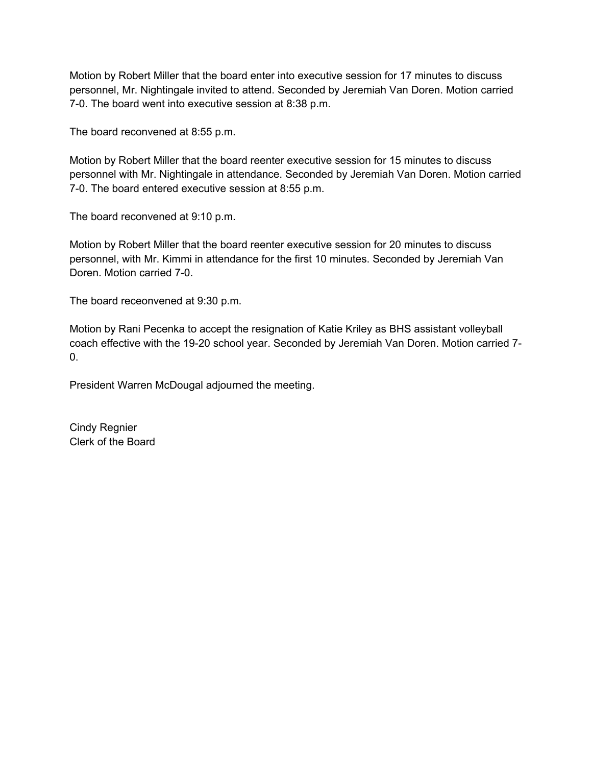Motion by Robert Miller that the board enter into executive session for 17 minutes to discuss personnel, Mr. Nightingale invited to attend. Seconded by Jeremiah Van Doren. Motion carried 7-0. The board went into executive session at 8:38 p.m.

The board reconvened at 8:55 p.m.

Motion by Robert Miller that the board reenter executive session for 15 minutes to discuss personnel with Mr. Nightingale in attendance. Seconded by Jeremiah Van Doren. Motion carried 7-0. The board entered executive session at 8:55 p.m.

The board reconvened at 9:10 p.m.

Motion by Robert Miller that the board reenter executive session for 20 minutes to discuss personnel, with Mr. Kimmi in attendance for the first 10 minutes. Seconded by Jeremiah Van Doren. Motion carried 7-0.

The board receonvened at 9:30 p.m.

Motion by Rani Pecenka to accept the resignation of Katie Kriley as BHS assistant volleyball coach effective with the 19-20 school year. Seconded by Jeremiah Van Doren. Motion carried 7-0.

President Warren McDougal adjourned the meeting.

Cindy Regnier
Clerk of the Board